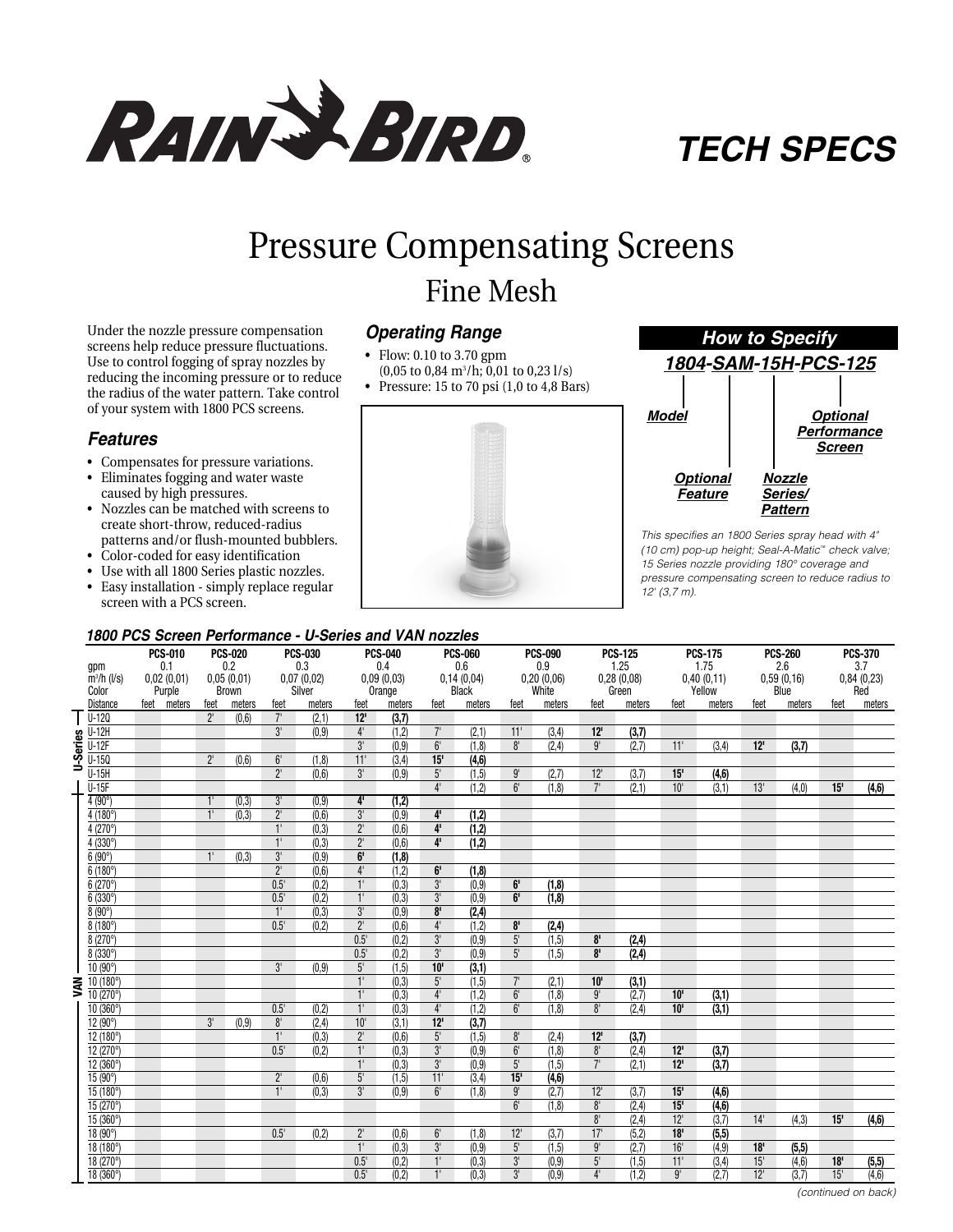# RAIN BIRD

**TECH SPECS**

# Pressure Compensating Screens

## Fine Mesh

Under the nozzle pressure compensation screens help reduce pressure fluctuations. Use to control fogging of spray nozzles by reducing the incoming pressure or to reduce the radius of the water pattern. Take control of your system with 1800 PCS screens.

### Features

- Compensates for pressure variations.
- Eliminates fogging and water waste caused by high pressures.
- Nozzles can be matched with screens to create short-throw, reduced-radius patterns and/or flush-mounted bubblers.
- Color-coded for easy identification
- Use with all 1800 Series plastic nozzles.
- Easy installation - simply replace regular screen with a PCS screen.

### Operating Range

- Flow: 0.10 to 3.70 gpm (0,05 to 0,84 $m^3$/h; 0,01 to 0,23 l/s)
- Pressure: 15 to 70 psi (1,0 to 4,8 Bars)

### How to Specify

**1804-SAM-15H-PCS-125**

- 1804: **Model**
- SAM: **Optional Feature**
- 15H: **Nozzle Series/ Pattern**
- PCS-125: **Optional Performance Screen**

*This specifies an 1800 Series spray head with 4" (10 cm) pop-up height; Seal-A-Matic™ check valve; 15 Series nozzle providing 180° coverage and pressure compensating screen to reduce radius to 12' (3,7 m).*

### 1800 PCS Screen Performance - U-Series and VAN nozzles

| | | PCS-010 | | PCS-020 | | PCS-030 | | PCS-040 | | PCS-060 | | PCS-090 | | PCS-125 | | PCS-175 | | PCS-260 | | PCS-370 | |
|---|---|---|---|---|---|---|---|---|---|---|---|---|---|---|---|---|---|---|---|---|---|
| | gpm | 0.1 | | 0.2 | | 0.3 | | 0.4 | | 0.6 | | 0.9 | | 1.25 | | 1.75 | | 2.6 | | 3.7 | |
| | $m^3$/h (l/s) | 0,02 (0,01) | | 0,05 (0,01) | | 0,07 (0,02) | | 0,09 (0,03) | | 0,14 (0,04) | | 0,20 (0,06) | | 0,28 (0,08) | | 0,40 (0,11) | | 0,59 (0,16) | | 0,84 (0,23) | |
| | Color | Purple | | Brown | | Silver | | Orange | | Black | | White | | Green | | Yellow | | Blue | | Red | |
| | Distance | feet | meters | feet | meters | feet | meters | feet | meters | feet | meters | feet | meters | feet | meters | feet | meters | feet | meters | feet | meters |
| U-Series | U-12Q | | | 2' | (0,6) | 7' | (2,1) | **12'** | **(3,7)** | | | | | | | | | | | | |
| U-Series | U-12H | | | | | 3' | (0,9) | 4' | (1,2) | 7' | (2,1) | 11' | (3,4) | **12'** | **(3,7)** | | | | | | |
| U-Series | U-12F | | | | | | | 3' | (0,9) | 6' | (1,8) | 8' | (2,4) | 9' | (2,7) | 11' | (3,4) | **12'** | **(3,7)** | | |
| U-Series | U-15Q | | | 2' | (0,6) | 6' | (1,8) | 11' | (3,4) | **15'** | **(4,6)** | | | | | | | | | | |
| U-Series | U-15H | | | | | 2' | (0,6) | 3' | (0,9) | 5' | (1,5) | 9' | (2,7) | 12' | (3,7) | **15'** | **(4,6)** | | | | |
| U-Series | U-15F | | | | | | | | | 4' | (1,2) | 6' | (1,8) | 7' | (2,1) | 10' | (3,1) | 13' | (4,0) | **15'** | **(4,6)** |
| VAN | 4 (90°) | | | 1' | (0,3) | 3' | (0,9) | **4'** | **(1,2)** | | | | | | | | | | | | |
| VAN | 4 (180°) | | | 1' | (0,3) | 2' | (0,6) | 3' | (0,9) | **4'** | **(1,2)** | | | | | | | | | | |
| VAN | 4 (270°) | | | | | 1' | (0,3) | 2' | (0,6) | **4'** | **(1,2)** | | | | | | | | | | |
| VAN | 4 (330°) | | | | | 1' | (0,3) | 2' | (0,6) | **4'** | **(1,2)** | | | | | | | | | | |
| VAN | 6 (90°) | | | 1' | (0,3) | 3' | (0,9) | **6'** | **(1,8)** | | | | | | | | | | | | |
| VAN | 6 (180°) | | | | | 2' | (0,6) | 4' | (1,2) | **6'** | **(1,8)** | | | | | | | | | | |
| VAN | 6 (270°) | | | | | 0.5' | (0,2) | 1' | (0,3) | 3' | (0,9) | **6'** | **(1,8)** | | | | | | | | |
| VAN | 6 (330°) | | | | | 0.5' | (0,2) | 1' | (0,3) | 3' | (0,9) | **6'** | **(1,8)** | | | | | | | | |
| VAN | 8 (90°) | | | | | 1' | (0,3) | 3' | (0,9) | **8'** | **(2,4)** | | | | | | | | | | |
| VAN | 8 (180°) | | | | | 0.5' | (0,2) | 2' | (0,6) | 4' | (1,2) | **8'** | **(2,4)** | | | | | | | | |
| VAN | 8 (270°) | | | | | | | 0.5' | (0,2) | 3' | (0,9) | 5' | (1,5) | **8'** | **(2,4)** | | | | | | |
| VAN | 8 (330°) | | | | | | | 0.5' | (0,2) | 3' | (0,9) | 5' | (1,5) | **8'** | **(2,4)** | | | | | | |
| VAN | 10 (90°) | | | | | 3' | (0,9) | 5' | (1,5) | **10'** | **(3,1)** | | | | | | | | | | |
| VAN | 10 (180°) | | | | | | | 1' | (0,3) | 5' | (1,5) | 7' | (2,1) | **10'** | **(3,1)** | | | | | | |
| VAN | 10 (270°) | | | | | | | 1' | (0,3) | 4' | (1,2) | 6' | (1,8) | 9' | (2,7) | **10'** | **(3,1)** | | | | |
| VAN | 10 (360°) | | | | | 0.5' | (0,2) | 1' | (0,3) | 4' | (1,2) | 6' | (1,8) | 8' | (2,4) | **10'** | **(3,1)** | | | | |
| VAN | 12 (90°) | | | 3' | (0,9) | 8' | (2,4) | 10' | (3,1) | **12'** | **(3,7)** | | | | | | | | | | |
| VAN | 12 (180°) | | | | | 1' | (0,3) | 2' | (0,6) | 5' | (1,5) | 8' | (2,4) | **12'** | **(3,7)** | | | | | | |
| VAN | 12 (270°) | | | | | 0.5' | (0,2) | 1' | (0,3) | 3' | (0,9) | 6' | (1,8) | 8' | (2,4) | **12'** | **(3,7)** | | | | |
| VAN | 12 (360°) | | | | | | | 1' | (0,3) | 3' | (0,9) | 5' | (1,5) | 7' | (2,1) | **12'** | **(3,7)** | | | | |
| VAN | 15 (90°) | | | | | 2' | (0,6) | 5' | (1,5) | 11' | (3,4) | **15'** | **(4,6)** | | | | | | | | |
| VAN | 15 (180°) | | | | | 1' | (0,3) | 3' | (0,9) | 6' | (1,8) | 9' | (2,7) | 12' | (3,7) | **15'** | **(4,6)** | | | | |
| VAN | 15 (270°) | | | | | | | | | | | 6' | (1,8) | 8' | (2,4) | **15'** | **(4,6)** | | | | |
| VAN | 15 (360°) | | | | | | | | | | | | | 8' | (2,4) | 12' | (3,7) | 14' | (4,3) | **15'** | **(4,6)** |
| VAN | 18 (90°) | | | | | 0.5' | (0,2) | 2' | (0,6) | 6' | (1,8) | 12' | (3,7) | 17' | (5,2) | **18'** | **(5,5)** | | | | |
| VAN | 18 (180°) | | | | | | | 1' | (0,3) | 3' | (0,9) | 5' | (1,5) | 9' | (2,7) | 16' | (4,9) | **18'** | **(5,5)** | | |
| VAN | 18 (270°) | | | | | | | 0.5' | (0,2) | 1' | (0,3) | 3' | (0,9) | 5' | (1,5) | 11' | (3,4) | 15' | (4,6) | **18'** | **(5,5)** |
| VAN | 18 (360°) | | | | | | | 0.5' | (0,2) | 1' | (0,3) | 3' | (0,9) | 4' | (1,2) | 9' | (2,7) | 12' | (3,7) | 15' | (4,6) |

*(continued on back)*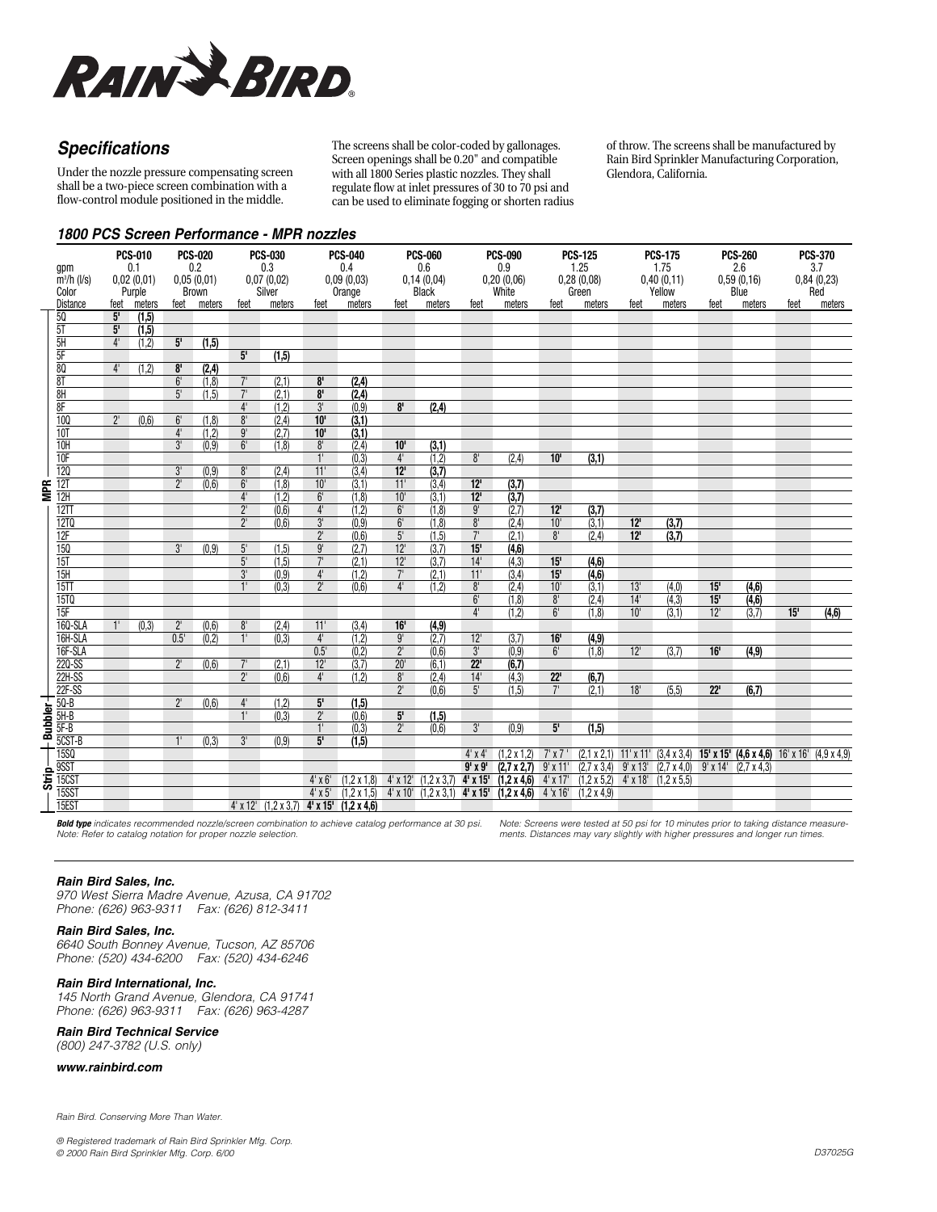## Specifications

Under the nozzle pressure compensating screen shall be a two-piece screen combination with a flow-control module positioned in the middle.

The screens shall be color-coded by gallonages. Screen openings shall be 0.20" and compatible with all 1800 Series plastic nozzles. They shall regulate flow at inlet pressures of 30 to 70 psi and can be used to eliminate fogging or shorten radius of throw. The screens shall be manufactured by Rain Bird Sprinkler Manufacturing Corporation, Glendora, California.

### 1800 PCS Screen Performance - MPR nozzles

| | | PCS-010 | | PCS-020 | | PCS-030 | | PCS-040 | | PCS-060 | | PCS-090 | | PCS-125 | | PCS-175 | | PCS-260 | | PCS-370 | |
|---|---|---|---|---|---|---|---|---|---|---|---|---|---|---|---|---|---|---|---|---|---|
| | gpm | 0.1 | | 0.2 | | 0.3 | | 0.4 | | 0.6 | | 0.9 | | 1.25 | | 1.75 | | 2.6 | | 3.7 | |
| | m³/h (l/s) | 0,02 (0,01) | | 0,05 (0,01) | | 0,07 (0,02) | | 0,09 (0,03) | | 0,14 (0,04) | | 0,20 (0,06) | | 0,28 (0,08) | | 0,40 (0,11) | | 0,59 (0,16) | | 0,84 (0,23) | |
| | Color | Purple | | Brown | | Silver | | Orange | | Black | | White | | Green | | Yellow | | Blue | | Red | |
| | Distance | feet | meters | feet | meters | feet | meters | feet | meters | feet | meters | feet | meters | feet | meters | feet | meters | feet | meters | feet | meters |
| MPR | 5Q | **5'** | **(1,5)** | | | | | | | | | | | | | | | | | | |
| | 5T | **5'** | **(1,5)** | | | | | | | | | | | | | | | | | | |
| | 5H | 4' | (1,2) | **5'** | **(1,5)** | | | | | | | | | | | | | | | | |
| | 5F | | | | | **5'** | **(1,5)** | | | | | | | | | | | | | | |
| | 8Q | 4' | (1,2) | **8'** | **(2,4)** | | | | | | | | | | | | | | | | |
| | 8T | | | 6' | (1,8) | 7' | (2,1) | **8'** | **(2,4)** | | | | | | | | | | | | |
| | 8H | | | 5' | (1,5) | 7' | (2,1) | **8'** | **(2,4)** | | | | | | | | | | | | |
| | 8F | | | | | 4' | (1,2) | 3' | (0,9) | **8'** | **(2,4)** | | | | | | | | | | |
| | 10Q | 2' | (0,6) | 6' | (1,8) | 8' | (2,4) | **10'** | **(3,1)** | | | | | | | | | | | | |
| | 10T | | | 4' | (1,2) | 9' | (2,7) | **10'** | **(3,1)** | | | | | | | | | | | | |
| | 10H | | | 3' | (0,9) | 6' | (1,8) | 8' | (2,4) | **10'** | **(3,1)** | | | | | | | | | | |
| | 10F | | | | | | | 1' | (0,3) | 4' | (1,2) | 8' | (2,4) | **10'** | **(3,1)** | | | | | | |
| | 12Q | | | 3' | (0,9) | 8' | (2,4) | 11' | (3,4) | **12'** | **(3,7)** | | | | | | | | | | |
| | 12T | | | 2' | (0,6) | 6' | (1,8) | 10' | (3,1) | 11' | (3,4) | **12'** | **(3,7)** | | | | | | | | |
| | 12H | | | | | 4' | (1,2) | 6' | (1,8) | 10' | (3,1) | **12'** | **(3,7)** | | | | | | | | |
| | 12TT | | | | | 2' | (0,6) | 4' | (1,2) | 6' | (1,8) | 9' | (2,7) | **12'** | **(3,7)** | | | | | | |
| | 12TQ | | | | | 2' | (0,6) | 3' | (0,9) | 6' | (1,8) | 8' | (2,4) | 10' | (3,1) | **12'** | **(3,7)** | | | | |
| | 12F | | | | | | | 2' | (0,6) | 5' | (1,5) | 7' | (2,1) | 8' | (2,4) | **12'** | **(3,7)** | | | | |
| | 15Q | | | 3' | (0,9) | 5' | (1,5) | 9' | (2,7) | 12' | (3,7) | **15'** | **(4,6)** | | | | | | | | |
| | 15T | | | | | 5' | (1,5) | 7' | (2,1) | 12' | (3,7) | 14' | (4,3) | **15'** | **(4,6)** | | | | | | |
| | 15H | | | | | 3' | (0,9) | 4' | (1,2) | 7' | (2,1) | 11' | (3,4) | **15'** | **(4,6)** | | | | | | |
| | 15TT | | | | | 1' | (0,3) | 2' | (0,6) | 4' | (1,2) | 8' | (2,4) | 10' | (3,1) | 13' | (4,0) | **15'** | **(4,6)** | | |
| | 15TQ | | | | | | | | | | | 6' | (1,8) | 8' | (2,4) | 14' | (4,3) | **15'** | **(4,6)** | | |
| | 15F | | | | | | | | | | | 4' | (1,2) | 6' | (1,8) | 10' | (3,1) | 12' | (3,7) | **15'** | **(4,6)** |
| | 16Q-SLA | 1' | (0,3) | 2' | (0,6) | 8' | (2,4) | 11' | (3,4) | **16'** | **(4,9)** | | | | | | | | | | |
| | 16H-SLA | | | 0.5' | (0,2) | 1' | (0,3) | 4' | (1,2) | 9' | (2,7) | 12' | (3,7) | **16'** | **(4,9)** | | | | | | |
| | 16F-SLA | | | | | | | 0.5' | (0,2) | 2' | (0,6) | 3' | (0,9) | 6' | (1,8) | 12' | (3,7) | **16'** | **(4,9)** | | |
| | 22Q-SS | | | 2' | (0,6) | 7' | (2,1) | 12' | (3,7) | 20' | (6,1) | **22'** | **(6,7)** | | | | | | | | |
| | 22H-SS | | | | | 2' | (0,6) | 4' | (1,2) | 8' | (2,4) | 14' | (4,3) | **22'** | **(6,7)** | | | | | | |
| | 22F-SS | | | | | | | | | 2' | (0,6) | 5' | (1,5) | 7' | (2,1) | 18' | (5,5) | **22'** | **(6,7)** | | |
| Bubbler | 5Q-B | | | 2' | (0,6) | 4' | (1,2) | **5'** | **(1,5)** | | | | | | | | | | | | |
| | 5H-B | | | | | 1' | (0,3) | 2' | (0,6) | **5'** | **(1,5)** | | | | | | | | | | |
| | 5F-B | | | | | | | 1' | (0,3) | 2' | (0,6) | 3' | (0,9) | **5'** | **(1,5)** | | | | | | |
| | 5CST-B | | | 1' | (0,3) | 3' | (0,9) | **5'** | **(1,5)** | | | | | | | | | | | | |
| Strip | 15SQ | | | | | | | | | | | 4' x 4' | (1,2 x 1,2) | 7' x 7' | (2,1 x 2,1) | 11' x 11' | (3,4 x 3,4) | **15' x 15'** | **(4,6 x 4,6)** | 16' x 16' | (4,9 x 4,9) |
| | 9SST | | | | | | | | | | | **9' x 9'** | **(2,7 x 2,7)** | 9' x 11' | (2,7 x 3,4) | 9' x 13' | (2,7 x 4,0) | 9' x 14' | (2,7 x 4,3) | | |
| | 15CST | | | | | | | 4' x 6' | (1,2 x 1,8) | 4' x 12' | (1,2 x 3,7) | **4' x 15'** | **(1,2 x 4,6)** | 4' x 17' | (1,2 x 5,2) | 4' x 18' | (1,2 x 5,5) | | | | |
| | 15SST | | | | | | | 4' x 5' | (1,2 x 1,5) | 4' x 10' | (1,2 x 3,1) | **4' x 15'** | **(1,2 x 4,6)** | 4 'x 16' | (1,2 x 4,9) | | | | | | |
| | 15EST | | | | | 4' x 12' | (1,2 x 3,7) | **4' x 15'** | **(1,2 x 4,6)** | | | | | | | | | | | | |

***Bold type** indicates recommended nozzle/screen combination to achieve catalog performance at 30 psi.*
*Note: Refer to catalog notation for proper nozzle selection.*

*Note: Screens were tested at 50 psi for 10 minutes prior to taking distance measurements. Distances may vary slightly with higher pressures and longer run times.*

***Rain Bird Sales, Inc.***
*970 West Sierra Madre Avenue, Azusa, CA 91702*
*Phone: (626) 963-9311 Fax: (626) 812-3411*

***Rain Bird Sales, Inc.***
*6640 South Bonney Avenue, Tucson, AZ 85706*
*Phone: (520) 434-6200 Fax: (520) 434-6246*

***Rain Bird International, Inc.***
*145 North Grand Avenue, Glendora, CA 91741*
*Phone: (626) 963-9311 Fax: (626) 963-4287*

***Rain Bird Technical Service***
*(800) 247-3782 (U.S. only)*

***www.rainbird.com***

*Rain Bird. Conserving More Than Water.*

*® Registered trademark of Rain Bird Sprinkler Mfg. Corp.*
*© 2000 Rain Bird Sprinkler Mfg. Corp. 6/00*

*D37025G*